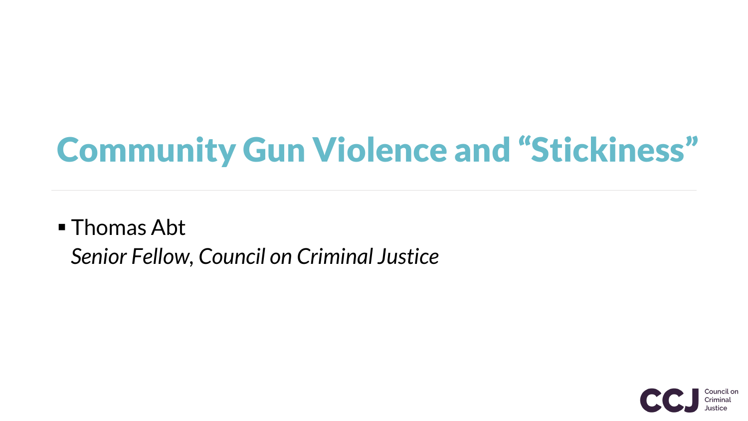# Community Gun Violence and "Stickiness"

- Thomas Abt
  *Senior Fellow, Council on Criminal Justice*

CCJ Council on Criminal Justice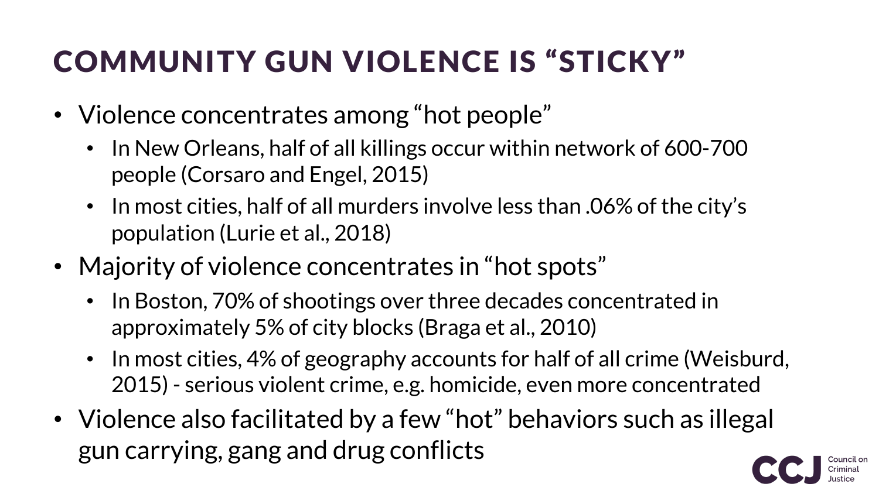# COMMUNITY GUN VIOLENCE IS "STICKY"

- Violence concentrates among "hot people"
  - In New Orleans, half of all killings occur within network of 600-700 people (Corsaro and Engel, 2015)
  - In most cities, half of all murders involve less than .06% of the city's population (Lurie et al., 2018)
- Majority of violence concentrates in "hot spots"
  - In Boston, 70% of shootings over three decades concentrated in approximately 5% of city blocks (Braga et al., 2010)
  - In most cities, 4% of geography accounts for half of all crime (Weisburd, 2015) - serious violent crime, e.g. homicide, even more concentrated
- Violence also facilitated by a few "hot" behaviors such as illegal gun carrying, gang and drug conflicts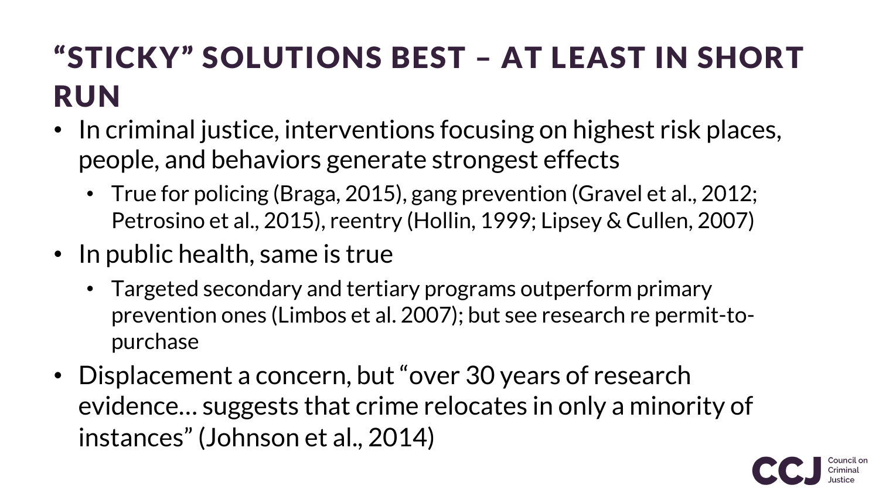# "STICKY" SOLUTIONS BEST – AT LEAST IN SHORT RUN

- In criminal justice, interventions focusing on highest risk places, people, and behaviors generate strongest effects
  - True for policing (Braga, 2015), gang prevention (Gravel et al., 2012; Petrosino et al., 2015), reentry (Hollin, 1999; Lipsey & Cullen, 2007)
- In public health, same is true
  - Targeted secondary and tertiary programs outperform primary prevention ones (Limbos et al. 2007); but see research re permit-to-purchase
- Displacement a concern, but "over 30 years of research evidence… suggests that crime relocates in only a minority of instances" (Johnson et al., 2014)